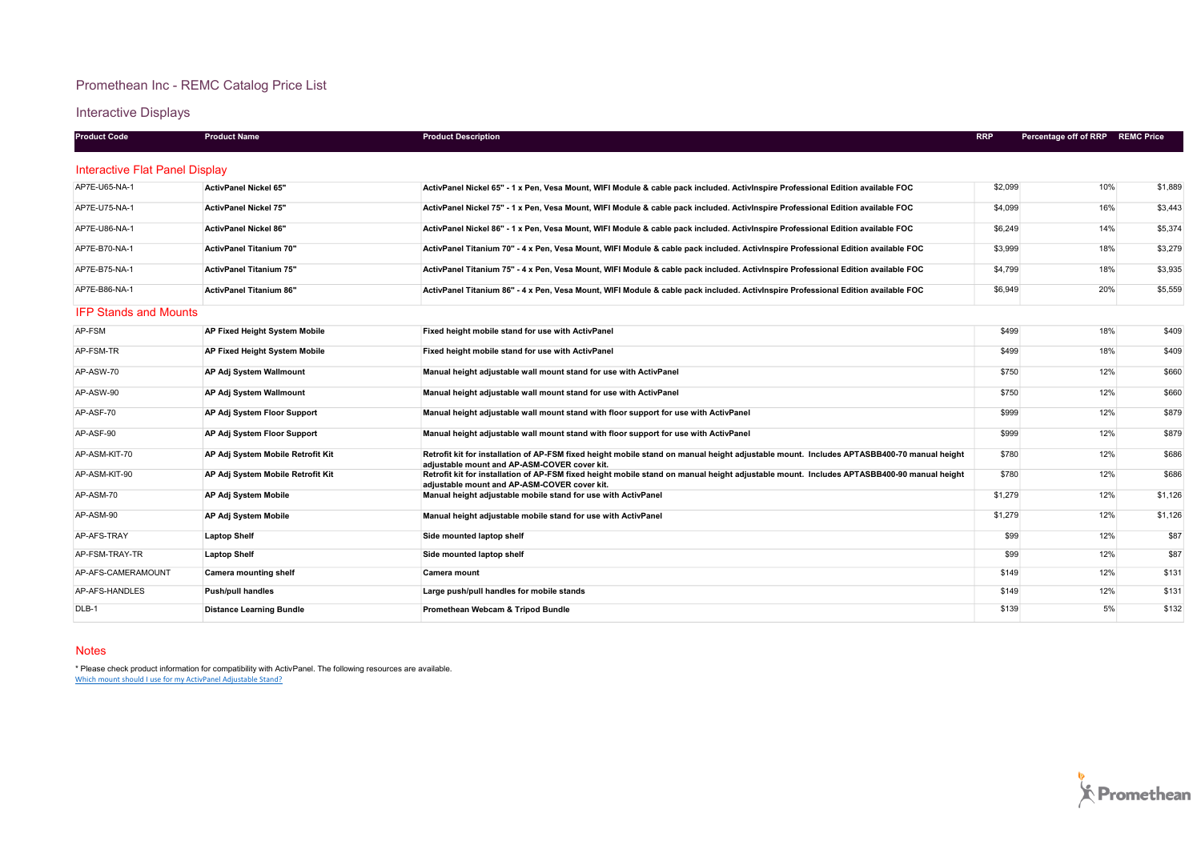# Promethean Inc - REMC Catalog Price List

## Interactive Displays

| Product Code | Product Name | Product Description | RRP | Percentage off of RRP | REMC Price |
|---|---|---|---|---|---|
| **Interactive Flat Panel Display** | | | | | |
| AP7E-U65-NA-1 | **ActivPanel Nickel 65"** | **ActivPanel Nickel 65" - 1 x Pen, Vesa Mount, WIFI Module & cable pack included. ActivInspire Professional Edition available FOC** | $2,099 | 10% | $1,889 |
| AP7E-U75-NA-1 | **ActivPanel Nickel 75"** | **ActivPanel Nickel 75" - 1 x Pen, Vesa Mount, WIFI Module & cable pack included. ActivInspire Professional Edition available FOC** | $4,099 | 16% | $3,443 |
| AP7E-U86-NA-1 | **ActivPanel Nickel 86"** | **ActivPanel Nickel 86" - 1 x Pen, Vesa Mount, WIFI Module & cable pack included. ActivInspire Professional Edition available FOC** | $6,249 | 14% | $5,374 |
| AP7E-B70-NA-1 | **ActivPanel Titanium 70"** | **ActivPanel Titanium 70" - 4 x Pen, Vesa Mount, WIFI Module & cable pack included. ActivInspire Professional Edition available FOC** | $3,999 | 18% | $3,279 |
| AP7E-B75-NA-1 | **ActivPanel Titanium 75"** | **ActivPanel Titanium 75" - 4 x Pen, Vesa Mount, WIFI Module & cable pack included. ActivInspire Professional Edition available FOC** | $4,799 | 18% | $3,935 |
| AP7E-B86-NA-1 | **ActivPanel Titanium 86"** | **ActivPanel Titanium 86" - 4 x Pen, Vesa Mount, WIFI Module & cable pack included. ActivInspire Professional Edition available FOC** | $6,949 | 20% | $5,559 |
| **IFP Stands and Mounts** | | | | | |
| AP-FSM | **AP Fixed Height System Mobile** | **Fixed height mobile stand for use with ActivPanel** | $499 | 18% | $409 |
| AP-FSM-TR | **AP Fixed Height System Mobile** | **Fixed height mobile stand for use with ActivPanel** | $499 | 18% | $409 |
| AP-ASW-70 | **AP Adj System Wallmount** | **Manual height adjustable wall mount stand for use with ActivPanel** | $750 | 12% | $660 |
| AP-ASW-90 | **AP Adj System Wallmount** | **Manual height adjustable wall mount stand for use with ActivPanel** | $750 | 12% | $660 |
| AP-ASF-70 | **AP Adj System Floor Support** | **Manual height adjustable wall mount stand with floor support for use with ActivPanel** | $999 | 12% | $879 |
| AP-ASF-90 | **AP Adj System Floor Support** | **Manual height adjustable wall mount stand with floor support for use with ActivPanel** | $999 | 12% | $879 |
| AP-ASM-KIT-70 | **AP Adj System Mobile Retrofit Kit** | **Retrofit kit for installation of AP-FSM fixed height mobile stand on manual height adjustable mount. Includes APTASBB400-70 manual height adjustable mount and AP-ASM-COVER cover kit.** | $780 | 12% | $686 |
| AP-ASM-KIT-90 | **AP Adj System Mobile Retrofit Kit** | **Retrofit kit for installation of AP-FSM fixed height mobile stand on manual height adjustable mount. Includes APTASBB400-90 manual height adjustable mount and AP-ASM-COVER cover kit.** | $780 | 12% | $686 |
| AP-ASM-70 | **AP Adj System Mobile** | **Manual height adjustable mobile stand for use with ActivPanel** | $1,279 | 12% | $1,126 |
| AP-ASM-90 | **AP Adj System Mobile** | **Manual height adjustable mobile stand for use with ActivPanel** | $1,279 | 12% | $1,126 |
| AP-AFS-TRAY | **Laptop Shelf** | **Side mounted laptop shelf** | $99 | 12% | $87 |
| AP-FSM-TRAY-TR | **Laptop Shelf** | **Side mounted laptop shelf** | $99 | 12% | $87 |
| AP-AFS-CAMERAMOUNT | **Camera mounting shelf** | **Camera mount** | $149 | 12% | $131 |
| AP-AFS-HANDLES | **Push/pull handles** | **Large push/pull handles for mobile stands** | $149 | 12% | $131 |
| DLB-1 | **Distance Learning Bundle** | **Promethean Webcam & Tripod Bundle** | $139 | 5% | $132 |

### Notes

* Please check product information for compatibility with ActivPanel. The following resources are available.

Which mount should I use for my ActivPanel Adjustable Stand?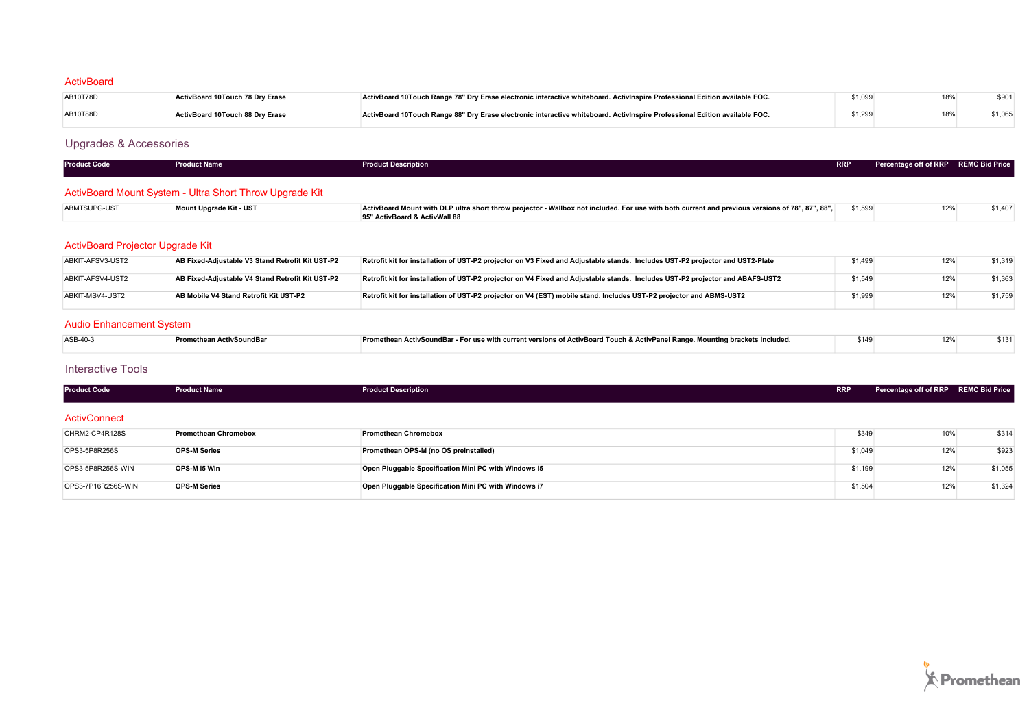## ActivBoard

| | | | | | |
|---|---|---|---|---|---|
| AB10T78D | **ActivBoard 10Touch 78 Dry Erase** | **ActivBoard 10Touch Range 78" Dry Erase electronic interactive whiteboard. ActivInspire Professional Edition available FOC.** | $1,099 | 18% | $901 |
| AB10T88D | **ActivBoard 10Touch 88 Dry Erase** | **ActivBoard 10Touch Range 88" Dry Erase electronic interactive whiteboard. ActivInspire Professional Edition available FOC.** | $1,299 | 18% | $1,065 |

## Upgrades & Accessories

| Product Code | Product Name | Product Description | RRP | Percentage off of RRP | REMC Bid Price |
|---|---|---|---|---|---|

### ActivBoard Mount System - Ultra Short Throw Upgrade Kit

| | | | | | |
|---|---|---|---|---|---|
| ABMTSUPG-UST | **Mount Upgrade Kit - UST** | **ActivBoard Mount with DLP ultra short throw projector - Wallbox not included. For use with both current and previous versions of 78", 87", 88", 95" ActivBoard & ActivWall 88** | $1,599 | 12% | $1,407 |

### ActivBoard Projector Upgrade Kit

| | | | | | |
|---|---|---|---|---|---|
| ABKIT-AFSV3-UST2 | **AB Fixed-Adjustable V3 Stand Retrofit Kit UST-P2** | **Retrofit kit for installation of UST-P2 projector on V3 Fixed and Adjustable stands. Includes UST-P2 projector and UST2-Plate** | $1,499 | 12% | $1,319 |
| ABKIT-AFSV4-UST2 | **AB Fixed-Adjustable V4 Stand Retrofit Kit UST-P2** | **Retrofit kit for installation of UST-P2 projector on V4 Fixed and Adjustable stands. Includes UST-P2 projector and ABAFS-UST2** | $1,549 | 12% | $1,363 |
| ABKIT-MSV4-UST2 | **AB Mobile V4 Stand Retrofit Kit UST-P2** | **Retrofit kit for installation of UST-P2 projector on V4 (EST) mobile stand. Includes UST-P2 projector and ABMS-UST2** | $1,999 | 12% | $1,759 |

### Audio Enhancement System

| | | | | | |
|---|---|---|---|---|---|
| ASB-40-3 | **Promethean ActivSoundBar** | **Promethean ActivSoundBar - For use with current versions of ActivBoard Touch & ActivPanel Range. Mounting brackets included.** | $149 | 12% | $131 |

## Interactive Tools

| Product Code | Product Name | Product Description | RRP | Percentage off of RRP | REMC Bid Price |
|---|---|---|---|---|---|

### ActivConnect

| | | | | | |
|---|---|---|---|---|---|
| CHRM2-CP4R128S | **Promethean Chromebox** | **Promethean Chromebox** | $349 | 10% | $314 |
| OPS3-5P8R256S | **OPS-M Series** | **Promethean OPS-M (no OS preinstalled)** | $1,049 | 12% | $923 |
| OPS3-5P8R256S-WIN | **OPS-M i5 Win** | **Open Pluggable Specification Mini PC with Windows i5** | $1,199 | 12% | $1,055 |
| OPS3-7P16R256S-WIN | **OPS-M Series** | **Open Pluggable Specification Mini PC with Windows i7** | $1,504 | 12% | $1,324 |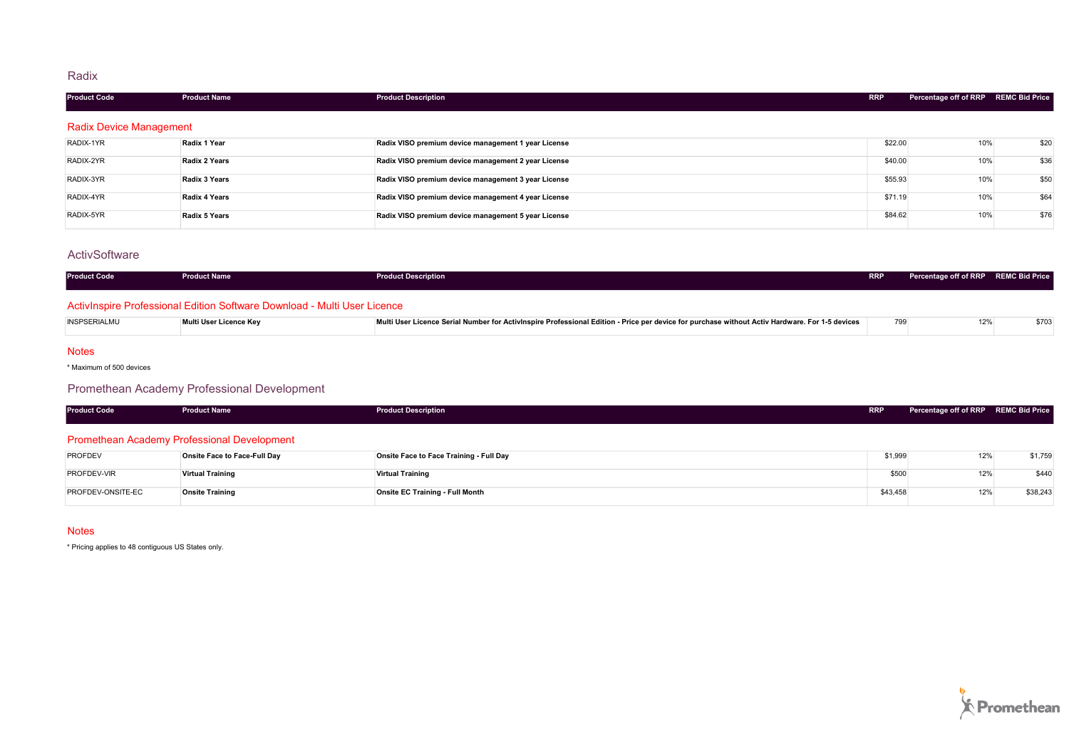## Radix

| Product Code | Product Name | Product Description | RRP | Percentage off of RRP | REMC Bid Price |
|---|---|---|---|---|---|
| **Radix Device Management** | | | | | |
| RADIX-1YR | **Radix 1 Year** | **Radix VISO premium device management 1 year License** | $22.00 | 10% | $20 |
| RADIX-2YR | **Radix 2 Years** | **Radix VISO premium device management 2 year License** | $40.00 | 10% | $36 |
| RADIX-3YR | **Radix 3 Years** | **Radix VISO premium device management 3 year License** | $55.93 | 10% | $50 |
| RADIX-4YR | **Radix 4 Years** | **Radix VISO premium device management 4 year License** | $71.19 | 10% | $64 |
| RADIX-5YR | **Radix 5 Years** | **Radix VISO premium device management 5 year License** | $84.62 | 10% | $76 |

## ActivSoftware

| Product Code | Product Name | Product Description | RRP | Percentage off of RRP | REMC Bid Price |
|---|---|---|---|---|---|
| **ActivInspire Professional Edition Software Download - Multi User Licence** | | | | | |
| INSPSERIALMU | **Multi User Licence Key** | **Multi User Licence Serial Number for ActivInspire Professional Edition - Price per device for purchase without Activ Hardware. For 1-5 devices** | 799 | 12% | $703 |

### Notes

* Maximum of 500 devices

## Promethean Academy Professional Development

| Product Code | Product Name | Product Description | RRP | Percentage off of RRP | REMC Bid Price |
|---|---|---|---|---|---|
| **Promethean Academy Professional Development** | | | | | |
| PROFDEV | **Onsite Face to Face-Full Day** | **Onsite Face to Face Training - Full Day** | $1,999 | 12% | $1,759 |
| PROFDEV-VIR | **Virtual Training** | **Virtual Training** | $500 | 12% | $440 |
| PROFDEV-ONSITE-EC | **Onsite Training** | **Onsite EC Training - Full Month** | $43,458 | 12% | $38,243 |

### Notes

* Pricing applies to 48 contiguous US States only.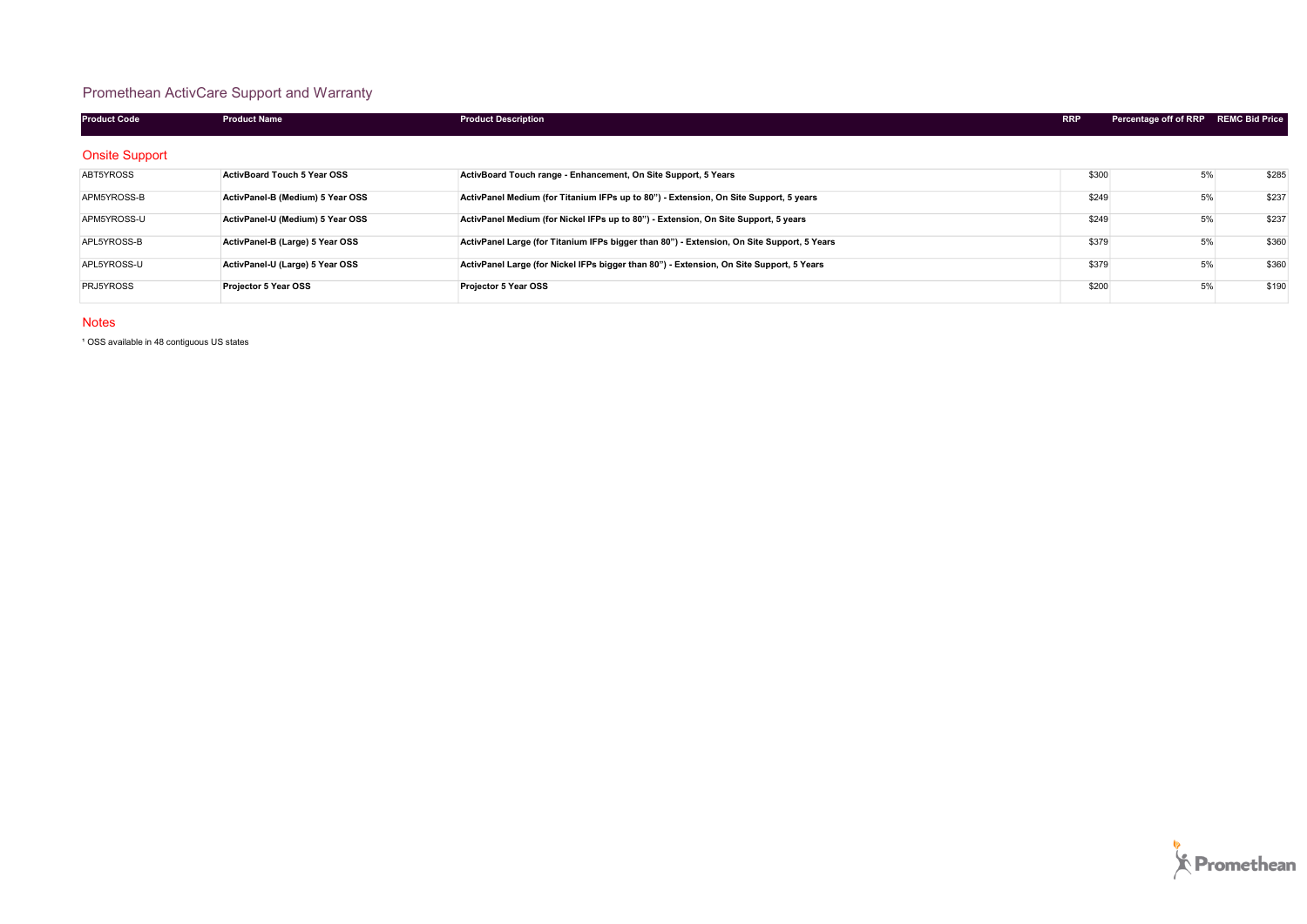# Promethean ActivCare Support and Warranty

| Product Code | Product Name | Product Description | RRP | Percentage off of RRP | REMC Bid Price |
|---|---|---|---|---|---|
| **Onsite Support** | | | | | |
| ABT5YROSS | **ActivBoard Touch 5 Year OSS** | **ActivBoard Touch range - Enhancement, On Site Support, 5 Years** | $300 | 5% | $285 |
| APM5YROSS-B | **ActivPanel-B (Medium) 5 Year OSS** | **ActivPanel Medium (for Titanium IFPs up to 80") - Extension, On Site Support, 5 years** | $249 | 5% | $237 |
| APM5YROSS-U | **ActivPanel-U (Medium) 5 Year OSS** | **ActivPanel Medium (for Nickel IFPs up to 80") - Extension, On Site Support, 5 years** | $249 | 5% | $237 |
| APL5YROSS-B | **ActivPanel-B (Large) 5 Year OSS** | **ActivPanel Large (for Titanium IFPs bigger than 80") - Extension, On Site Support, 5 Years** | $379 | 5% | $360 |
| APL5YROSS-U | **ActivPanel-U (Large) 5 Year OSS** | **ActivPanel Large (for Nickel IFPs bigger than 80") - Extension, On Site Support, 5 Years** | $379 | 5% | $360 |
| PRJ5YROSS | **Projector 5 Year OSS** | **Projector 5 Year OSS** | $200 | 5% | $190 |

## Notes

[1] OSS available in 48 contiguous US states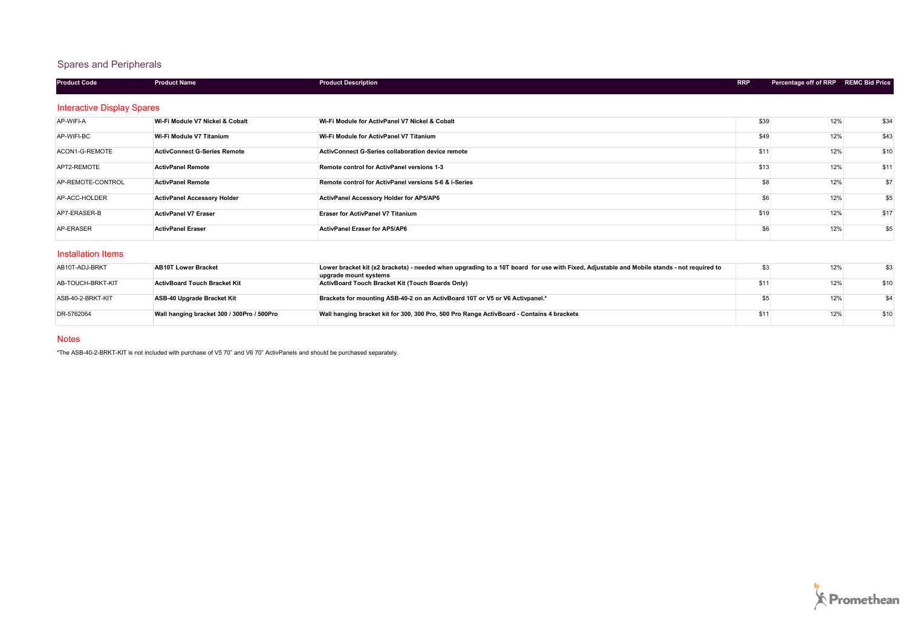## Spares and Peripherals

| Product Code | Product Name | Product Description | RRP | Percentage off of RRP | REMC Bid Price |
|---|---|---|---|---|---|
| **Interactive Display Spares** | | | | | |
| AP-WIFI-A | **Wi-Fi Module V7 Nickel & Cobalt** | **Wi-Fi Module for ActivPanel V7 Nickel & Cobalt** | $39 | 12% | $34 |
| AP-WIFI-BC | **Wi-Fi Module V7 Titanium** | **Wi-Fi Module for ActivPanel V7 Titanium** | $49 | 12% | $43 |
| ACON1-G-REMOTE | **ActivConnect G-Series Remote** | **ActivConnect G-Series collaboration device remote** | $11 | 12% | $10 |
| APT2-REMOTE | **ActivPanel Remote** | **Remote control for ActivPanel versions 1-3** | $13 | 12% | $11 |
| AP-REMOTE-CONTROL | **ActivPanel Remote** | **Remote control for ActivPanel versions 5-6 & i-Series** | $8 | 12% | $7 |
| AP-ACC-HOLDER | **ActivPanel Accessory Holder** | **ActivPanel Accessory Holder for AP5/AP6** | $6 | 12% | $5 |
| AP7-ERASER-B | **ActivPanel V7 Eraser** | **Eraser for ActivPanel V7 Titanium** | $19 | 12% | $17 |
| AP-ERASER | **ActivPanel Eraser** | **ActivPanel Eraser for AP5/AP6** | $6 | 12% | $5 |
| **Installation Items** | | | | | |
| AB10T-ADJ-BRKT | **AB10T Lower Bracket** | **Lower bracket kit (x2 brackets) - needed when upgrading to a 10T board for use with Fixed, Adjustable and Mobile stands - not required to upgrade mount systems** | $3 | 12% | $3 |
| AB-TOUCH-BRKT-KIT | **ActivBoard Touch Bracket Kit** | **ActivBoard Touch Bracket Kit (Touch Boards Only)** | $11 | 12% | $10 |
| ASB-40-2-BRKT-KIT | **ASB-40 Upgrade Bracket Kit** | **Brackets for mounting ASB-40-2 on an ActivBoard 10T or V5 or V6 Activpanel.*** | $5 | 12% | $4 |
| DR-5762064 | **Wall hanging bracket 300 / 300Pro / 500Pro** | **Wall hanging bracket kit for 300, 300 Pro, 500 Pro Range ActivBoard - Contains 4 brackets** | $11 | 12% | $10 |

### Notes

*The ASB-40-2-BRKT-KIT is not included with purchase of V5 70" and V6 70" ActivPanels and should be purchased separately.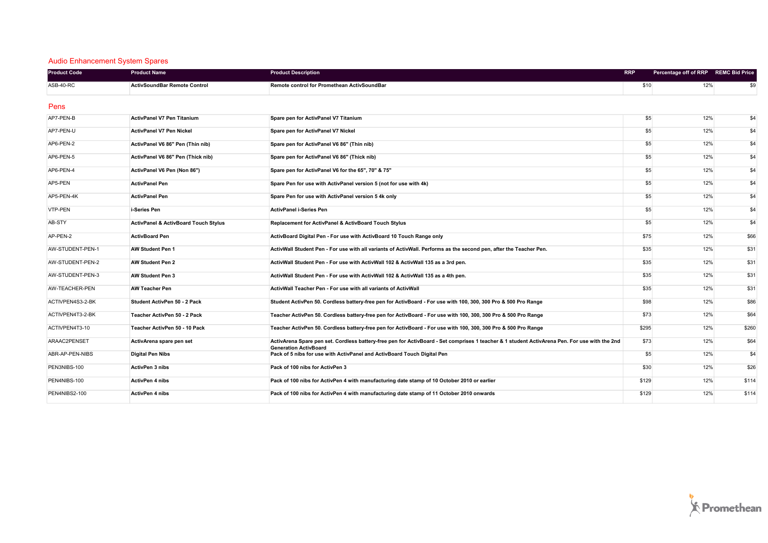## Audio Enhancement System Spares

| Product Code | Product Name | Product Description | RRP | Percentage off of RRP | REMC Bid Price |
|---|---|---|---|---|---|
| ASB-40-RC | **ActivSoundBar Remote Control** | **Remote control for Promethean ActivSoundBar** | $10 | 12% | $9 |

## Pens

| Product Code | Product Name | Product Description | RRP | Percentage off of RRP | REMC Bid Price |
|---|---|---|---|---|---|
| AP7-PEN-B | **ActivPanel V7 Pen Titanium** | **Spare pen for ActivPanel V7 Titanium** | $5 | 12% | $4 |
| AP7-PEN-U | **ActivPanel V7 Pen Nickel** | **Spare pen for ActivPanel V7 Nickel** | $5 | 12% | $4 |
| AP6-PEN-2 | **ActivPanel V6 86" Pen (Thin nib)** | **Spare pen for ActivPanel V6 86" (Thin nib)** | $5 | 12% | $4 |
| AP6-PEN-5 | **ActivPanel V6 86" Pen (Thick nib)** | **Spare pen for ActivPanel V6 86" (Thick nib)** | $5 | 12% | $4 |
| AP6-PEN-4 | **ActivPanel V6 Pen (Non 86")** | **Spare pen for ActivPanel V6 for the 65", 70" & 75"** | $5 | 12% | $4 |
| AP5-PEN | **ActivPanel Pen** | **Spare Pen for use with ActivPanel version 5 (not for use with 4k)** | $5 | 12% | $4 |
| AP5-PEN-4K | **ActivPanel Pen** | **Spare Pen for use with ActivPanel version 5 4k only** | $5 | 12% | $4 |
| VTP-PEN | **i-Series Pen** | **ActivPanel i-Series Pen** | $5 | 12% | $4 |
| AB-STY | **ActivPanel & ActivBoard Touch Stylus** | **Replacement for ActivPanel & ActivBoard Touch Stylus** | $5 | 12% | $4 |
| AP-PEN-2 | **ActivBoard Pen** | **ActivBoard Digital Pen - For use with ActivBoard 10 Touch Range only** | $75 | 12% | $66 |
| AW-STUDENT-PEN-1 | **AW Student Pen 1** | **ActivWall Student Pen - For use with all variants of ActivWall. Performs as the second pen, after the Teacher Pen.** | $35 | 12% | $31 |
| AW-STUDENT-PEN-2 | **AW Student Pen 2** | **ActivWall Student Pen - For use with ActivWall 102 & ActivWall 135 as a 3rd pen.** | $35 | 12% | $31 |
| AW-STUDENT-PEN-3 | **AW Student Pen 3** | **ActivWall Student Pen - For use with ActivWall 102 & ActivWall 135 as a 4th pen.** | $35 | 12% | $31 |
| AW-TEACHER-PEN | **AW Teacher Pen** | **ActivWall Teacher Pen - For use with all variants of ActivWall** | $35 | 12% | $31 |
| ACTIVPEN4S3-2-BK | **Student ActivPen 50 - 2 Pack** | **Student ActivPen 50. Cordless battery-free pen for ActivBoard - For use with 100, 300, 300 Pro & 500 Pro Range** | $98 | 12% | $86 |
| ACTIVPEN4T3-2-BK | **Teacher ActivPen 50 - 2 Pack** | **Teacher ActivPen 50. Cordless battery-free pen for ActivBoard - For use with 100, 300, 300 Pro & 500 Pro Range** | $73 | 12% | $64 |
| ACTIVPEN4T3-10 | **Teacher ActivPen 50 - 10 Pack** | **Teacher ActivPen 50. Cordless battery-free pen for ActivBoard - For use with 100, 300, 300 Pro & 500 Pro Range** | $295 | 12% | $260 |
| ARAAC2PENSET | **ActivArena spare pen set** | **ActivArena Spare pen set. Cordless battery-free pen for ActivBoard - Set comprises 1 teacher & 1 student ActivArena Pen. For use with the 2nd Generation ActivBoard** | $73 | 12% | $64 |
| ABR-AP-PEN-NIBS | **Digital Pen Nibs** | **Pack of 5 nibs for use with ActivPanel and ActivBoard Touch Digital Pen** | $5 | 12% | $4 |
| PEN3NIBS-100 | **ActivPen 3 nibs** | **Pack of 100 nibs for ActivPen 3** | $30 | 12% | $26 |
| PEN4NIBS-100 | **ActivPen 4 nibs** | **Pack of 100 nibs for ActivPen 4 with manufacturing date stamp of 10 October 2010 or earlier** | $129 | 12% | $114 |
| PEN4NIBS2-100 | **ActivPen 4 nibs** | **Pack of 100 nibs for ActivPen 4 with manufacturing date stamp of 11 October 2010 onwards** | $129 | 12% | $114 |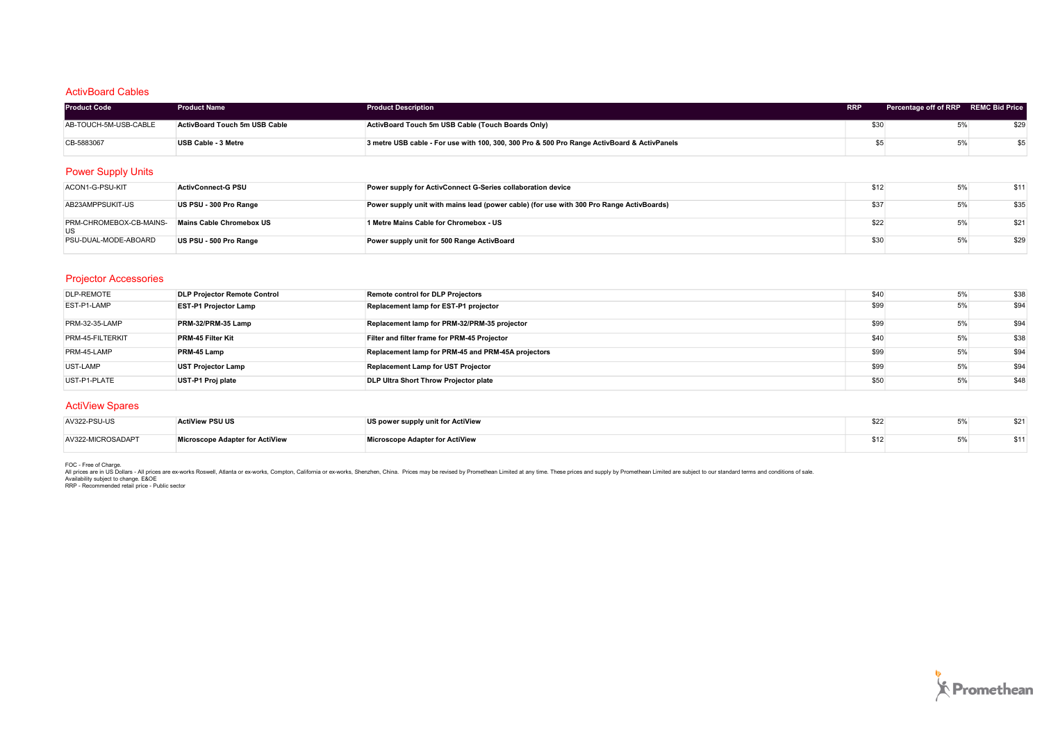## ActivBoard Cables

| Product Code | Product Name | Product Description | RRP | Percentage off of RRP | REMC Bid Price |
|---|---|---|---|---|---|
| AB-TOUCH-5M-USB-CABLE | **ActivBoard Touch 5m USB Cable** | **ActivBoard Touch 5m USB Cable (Touch Boards Only)** | $30 | 5% | $29 |
| CB-5883067 | **USB Cable - 3 Metre** | **3 metre USB cable - For use with 100, 300, 300 Pro & 500 Pro Range ActivBoard & ActivPanels** | $5 | 5% | $5 |

## Power Supply Units

| | | | | | |
|---|---|---|---|---|---|
| ACON1-G-PSU-KIT | **ActivConnect-G PSU** | **Power supply for ActivConnect G-Series collaboration device** | $12 | 5% | $11 |
| AB23AMPPSUKIT-US | **US PSU - 300 Pro Range** | **Power supply unit with mains lead (power cable) (for use with 300 Pro Range ActivBoards)** | $37 | 5% | $35 |
| PRM-CHROMEBOX-CB-MAINS-US | **Mains Cable Chromebox US** | **1 Metre Mains Cable for Chromebox - US** | $22 | 5% | $21 |
| PSU-DUAL-MODE-ABOARD | **US PSU - 500 Pro Range** | **Power supply unit for 500 Range ActivBoard** | $30 | 5% | $29 |

## Projector Accessories

| | | | | | |
|---|---|---|---|---|---|
| DLP-REMOTE | **DLP Projector Remote Control** | **Remote control for DLP Projectors** | $40 | 5% | $38 |
| EST-P1-LAMP | **EST-P1 Projector Lamp** | **Replacement lamp for EST-P1 projector** | $99 | 5% | $94 |
| PRM-32-35-LAMP | **PRM-32/PRM-35 Lamp** | **Replacement lamp for PRM-32/PRM-35 projector** | $99 | 5% | $94 |
| PRM-45-FILTERKIT | **PRM-45 Filter Kit** | **Filter and filter frame for PRM-45 Projector** | $40 | 5% | $38 |
| PRM-45-LAMP | **PRM-45 Lamp** | **Replacement lamp for PRM-45 and PRM-45A projectors** | $99 | 5% | $94 |
| UST-LAMP | **UST Projector Lamp** | **Replacement Lamp for UST Projector** | $99 | 5% | $94 |
| UST-P1-PLATE | **UST-P1 Proj plate** | **DLP Ultra Short Throw Projector plate** | $50 | 5% | $48 |

## ActiView Spares

| | | | | | |
|---|---|---|---|---|---|
| AV322-PSU-US | **ActiView PSU US** | **US power supply unit for ActiView** | $22 | 5% | $21 |
| AV322-MICROSADAPT | **Microscope Adapter for ActiView** | **Microscope Adapter for ActiView** | $12 | 5% | $11 |

FOC - Free of Charge.
All prices are in US Dollars - All prices are ex-works Roswell, Atlanta or ex-works, Compton, California or ex-works, Shenzhen, China. Prices may be revised by Promethean Limited at any time. These prices and supply by Promethean Limited are subject to our standard terms and conditions of sale.
Availability subject to change. E&OE
RRP - Recommended retail price - Public sector

Promethean